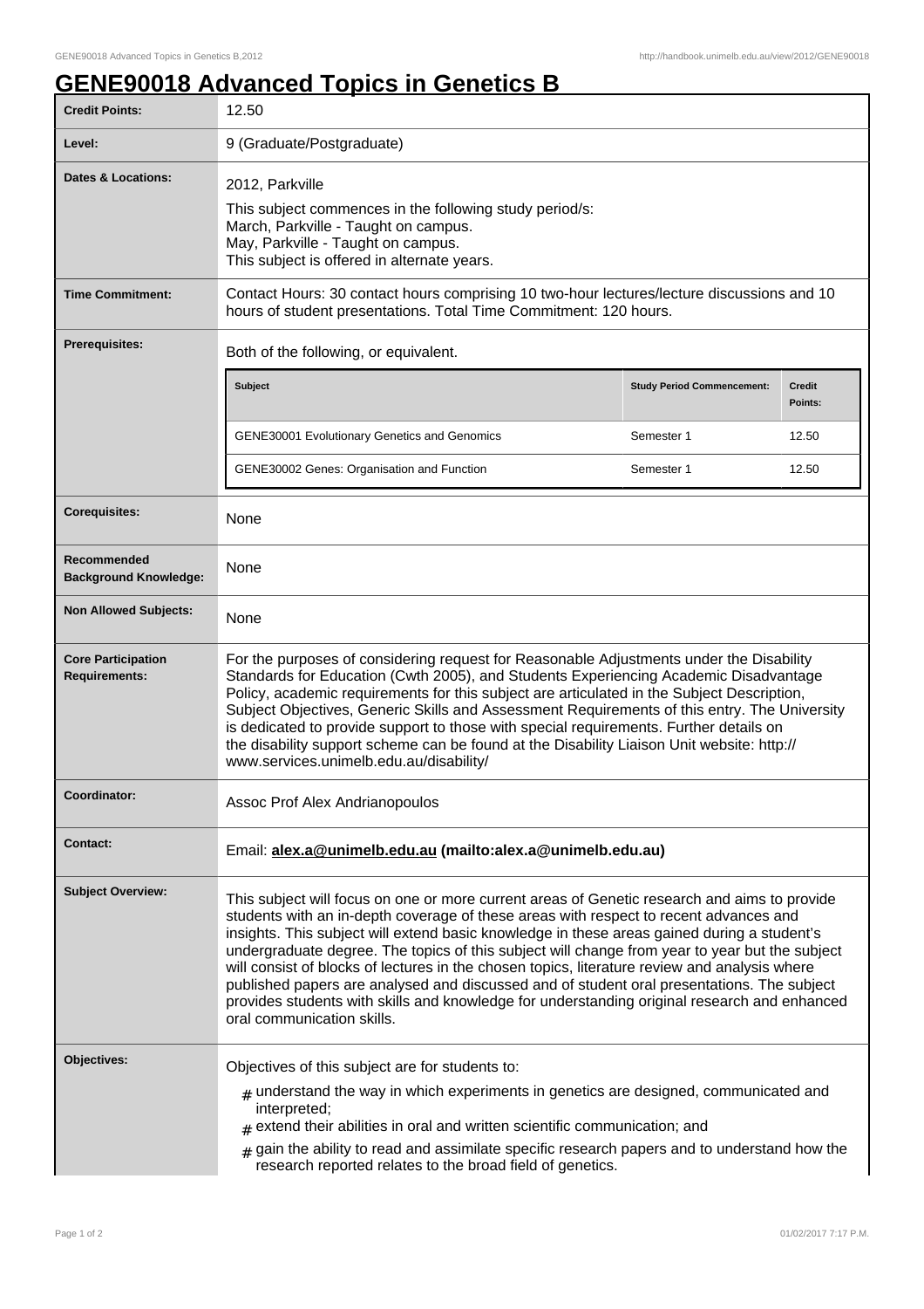# GENE90018 Advanced Topics in Genetics B

| | |
|---|---|
| **Credit Points:** | 12.50 |
| **Level:** | 9 (Graduate/Postgraduate) |
| **Dates & Locations:** | 2012, Parkville<br>This subject commences in the following study period/s:<br>March, Parkville - Taught on campus.<br>May, Parkville - Taught on campus.<br>This subject is offered in alternate years. |
| **Time Commitment:** | Contact Hours: 30 contact hours comprising 10 two-hour lectures/lecture discussions and 10 hours of student presentations. Total Time Commitment: 120 hours. |
| **Prerequisites:** | Both of the following, or equivalent. |
| **Corequisites:** | None |
| **Recommended Background Knowledge:** | None |
| **Non Allowed Subjects:** | None |
| **Core Participation Requirements:** | For the purposes of considering request for Reasonable Adjustments under the Disability Standards for Education (Cwth 2005), and Students Experiencing Academic Disadvantage Policy, academic requirements for this subject are articulated in the Subject Description, Subject Objectives, Generic Skills and Assessment Requirements of this entry. The University is dedicated to provide support to those with special requirements. Further details on the disability support scheme can be found at the Disability Liaison Unit website: http://www.services.unimelb.edu.au/disability/ |
| **Coordinator:** | Assoc Prof Alex Andrianopoulos |
| **Contact:** | Email: **alex.a@unimelb.edu.au (mailto:alex.a@unimelb.edu.au)** |
| **Subject Overview:** | This subject will focus on one or more current areas of Genetic research and aims to provide students with an in-depth coverage of these areas with respect to recent advances and insights. This subject will extend basic knowledge in these areas gained during a student's undergraduate degree. The topics of this subject will change from year to year but the subject will consist of blocks of lectures in the chosen topics, literature review and analysis where published papers are analysed and discussed and of student oral presentations. The subject provides students with skills and knowledge for understanding original research and enhanced oral communication skills. |
| **Objectives:** | Objectives of this subject are for students to:<br># understand the way in which experiments in genetics are designed, communicated and interpreted;<br># extend their abilities in oral and written scientific communication; and<br># gain the ability to read and assimilate specific research papers and to understand how the research reported relates to the broad field of genetics. |

Prerequisites:

| Subject | Study Period Commencement: | Credit Points: |
|---|---|---|
| GENE30001 Evolutionary Genetics and Genomics | Semester 1 | 12.50 |
| GENE30002 Genes: Organisation and Function | Semester 1 | 12.50 |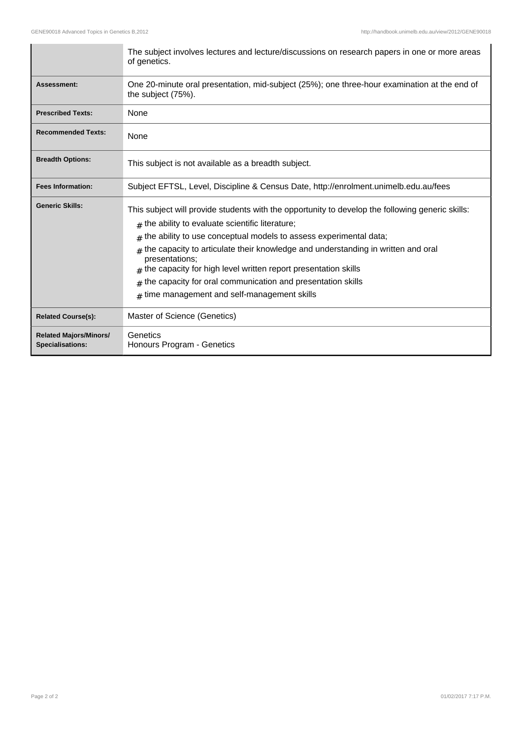| | |
|---|---|
| | The subject involves lectures and lecture/discussions on research papers in one or more areas of genetics. |
| **Assessment:** | One 20-minute oral presentation, mid-subject (25%); one three-hour examination at the end of the subject (75%). |
| **Prescribed Texts:** | None |
| **Recommended Texts:** | None |
| **Breadth Options:** | This subject is not available as a breadth subject. |
| **Fees Information:** | Subject EFTSL, Level, Discipline & Census Date, http://enrolment.unimelb.edu.au/fees |
| **Generic Skills:** | This subject will provide students with the opportunity to develop the following generic skills:<br># the ability to evaluate scientific literature;<br># the ability to use conceptual models to assess experimental data;<br># the capacity to articulate their knowledge and understanding in written and oral presentations;<br># the capacity for high level written report presentation skills<br># the capacity for oral communication and presentation skills<br># time management and self-management skills |
| **Related Course(s):** | Master of Science (Genetics) |
| **Related Majors/Minors/ Specialisations:** | Genetics<br>Honours Program - Genetics |